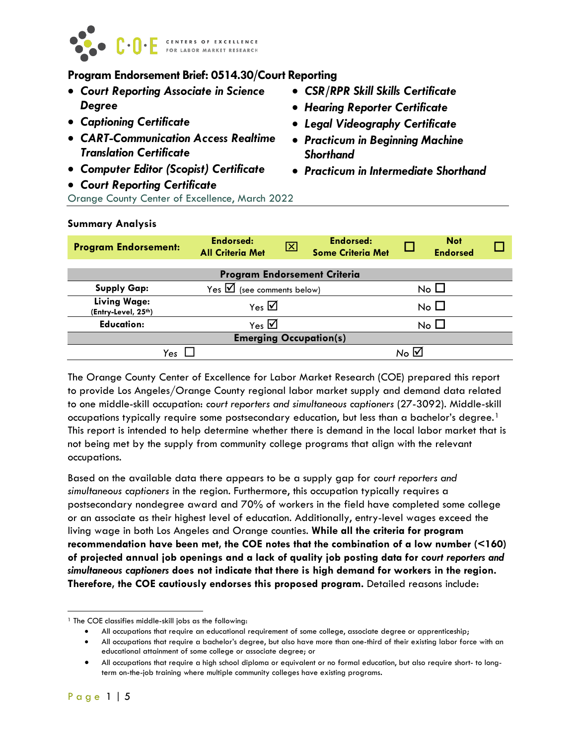CENTERS OF EXCELLENCE FOR LABOR MARKET RESEARCH

## Program Endorsement Brief: 0514.30/Court Reporting

- ***Court Reporting Associate in Science Degree***
- ***Captioning Certificate***
- ***CART-Communication Access Realtime Translation Certificate***
- ***Computer Editor (Scopist) Certificate***
- ***Court Reporting Certificate***
- ***CSR/RPR Skill Skills Certificate***
- ***Hearing Reporter Certificate***
- ***Legal Videography Certificate***
- ***Practicum in Beginning Machine Shorthand***
- ***Practicum in Intermediate Shorthand***

Orange County Center of Excellence, March 2022

### Summary Analysis

| **Program Endorsement:** | **Endorsed: All Criteria Met** | ☒ | **Endorsed: Some Criteria Met** | ☐ | **Not Endorsed** | ☐ |
|---|---|---|---|---|---|---|

| **Program Endorsement Criteria** | | |
|---|---|---|
| **Supply Gap:** | Yes ☑ (see comments below) | No ☐ |
| **Living Wage:** (Entry-Level, 25th) | Yes ☑ | No ☐ |
| **Education:** | Yes ☑ | No ☐ |
| **Emerging Occupation(s)** | | |
| *Yes* ☐ | | *No* ☑ |

The Orange County Center of Excellence for Labor Market Research (COE) prepared this report to provide Los Angeles/Orange County regional labor market supply and demand data related to one middle-skill occupation: *court reporters and simultaneous captioners* (27-3092). Middle-skill occupations typically require some postsecondary education, but less than a bachelor's degree.[1] This report is intended to help determine whether there is demand in the local labor market that is not being met by the supply from community college programs that align with the relevant occupations.

Based on the available data there appears to be a supply gap for *court reporters and simultaneous captioners* in the region. Furthermore, this occupation typically requires a postsecondary nondegree award and 70% of workers in the field have completed some college or an associate as their highest level of education. Additionally, entry-level wages exceed the living wage in both Los Angeles and Orange counties. **While all the criteria for program recommendation have been met, the COE notes that the combination of a low number (<160) of projected annual job openings and a lack of quality job posting data for *court reporters and simultaneous captioners* does not indicate that there is high demand for workers in the region. Therefore, the COE cautiously endorses this proposed program.** Detailed reasons include:

---

[1] The COE classifies middle-skill jobs as the following:

- All occupations that require an educational requirement of some college, associate degree or apprenticeship;
- All occupations that require a bachelor's degree, but also have more than one-third of their existing labor force with an educational attainment of some college or associate degree; or
- All occupations that require a high school diploma or equivalent or no formal education, but also require short- to long-term on-the-job training where multiple community colleges have existing programs.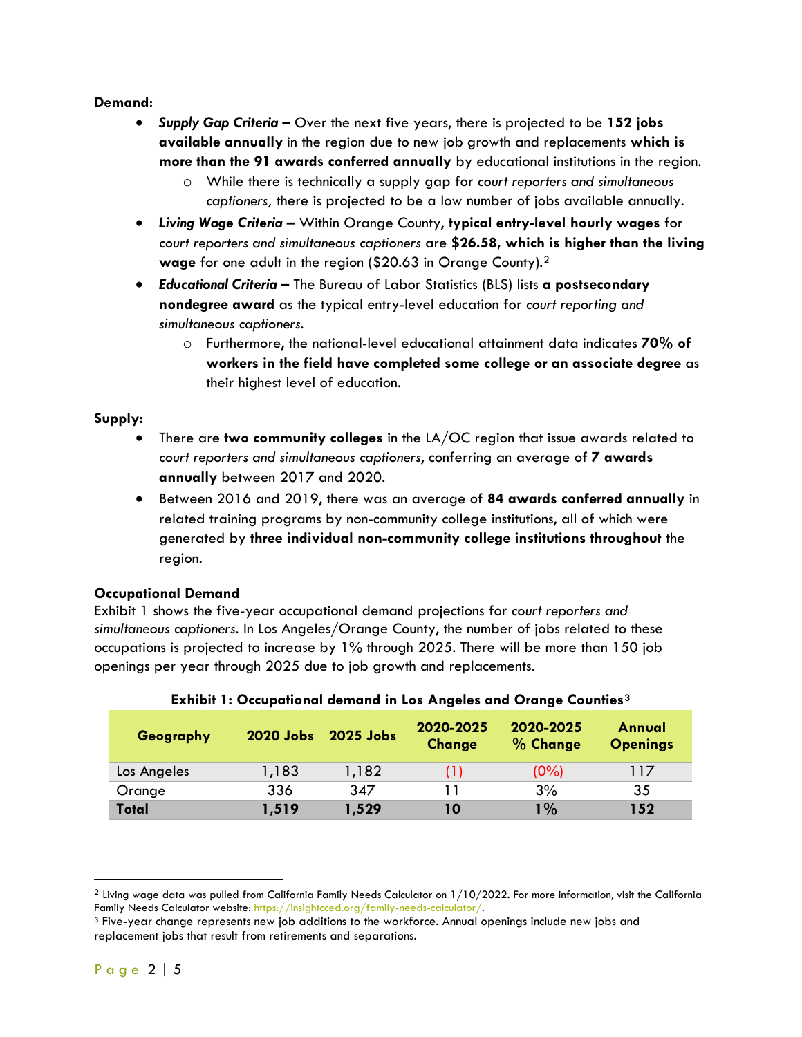**Demand:**

- ***Supply Gap Criteria –*** Over the next five years, there is projected to be **152 jobs available annually** in the region due to new job growth and replacements **which is more than the 91 awards conferred annually** by educational institutions in the region.
  - While there is technically a supply gap for *court reporters and simultaneous captioners,* there is projected to be a low number of jobs available annually.
- ***Living Wage Criteria –*** Within Orange County, **typical entry-level hourly wages** for *court reporters and simultaneous captioners* are **$26.58, which is higher than the living wage** for one adult in the region ($20.63 in Orange County).[2]
- ***Educational Criteria –*** The Bureau of Labor Statistics (BLS) lists **a postsecondary nondegree award** as the typical entry-level education for *court reporting and simultaneous captioners*.
  - Furthermore, the national-level educational attainment data indicates **70% of workers in the field have completed some college or an associate degree** as their highest level of education.

**Supply:**

- There are **two community colleges** in the LA/OC region that issue awards related to *court reporters and simultaneous captioners*, conferring an average of **7 awards annually** between 2017 and 2020.
- Between 2016 and 2019, there was an average of **84 awards conferred annually** in related training programs by non-community college institutions, all of which were generated by **three individual non-community college institutions throughout** the region.

**Occupational Demand**

Exhibit 1 shows the five-year occupational demand projections for *court reporters and simultaneous captioners*. In Los Angeles/Orange County, the number of jobs related to these occupations is projected to increase by 1% through 2025. There will be more than 150 job openings per year through 2025 due to job growth and replacements.

**Exhibit 1: Occupational demand in Los Angeles and Orange Counties**[3]

| Geography | 2020 Jobs | 2025 Jobs | 2020-2025 Change | 2020-2025 % Change | Annual Openings |
|---|---|---|---|---|---|
| Los Angeles | 1,183 | 1,182 | (1) | (0%) | 117 |
| Orange | 336 | 347 | 11 | 3% | 35 |
| **Total** | **1,519** | **1,529** | **10** | **1%** | **152** |

[2] Living wage data was pulled from California Family Needs Calculator on 1/10/2022. For more information, visit the California Family Needs Calculator website: https://insightcced.org/family-needs-calculator/.

[3] Five-year change represents new job additions to the workforce. Annual openings include new jobs and replacement jobs that result from retirements and separations.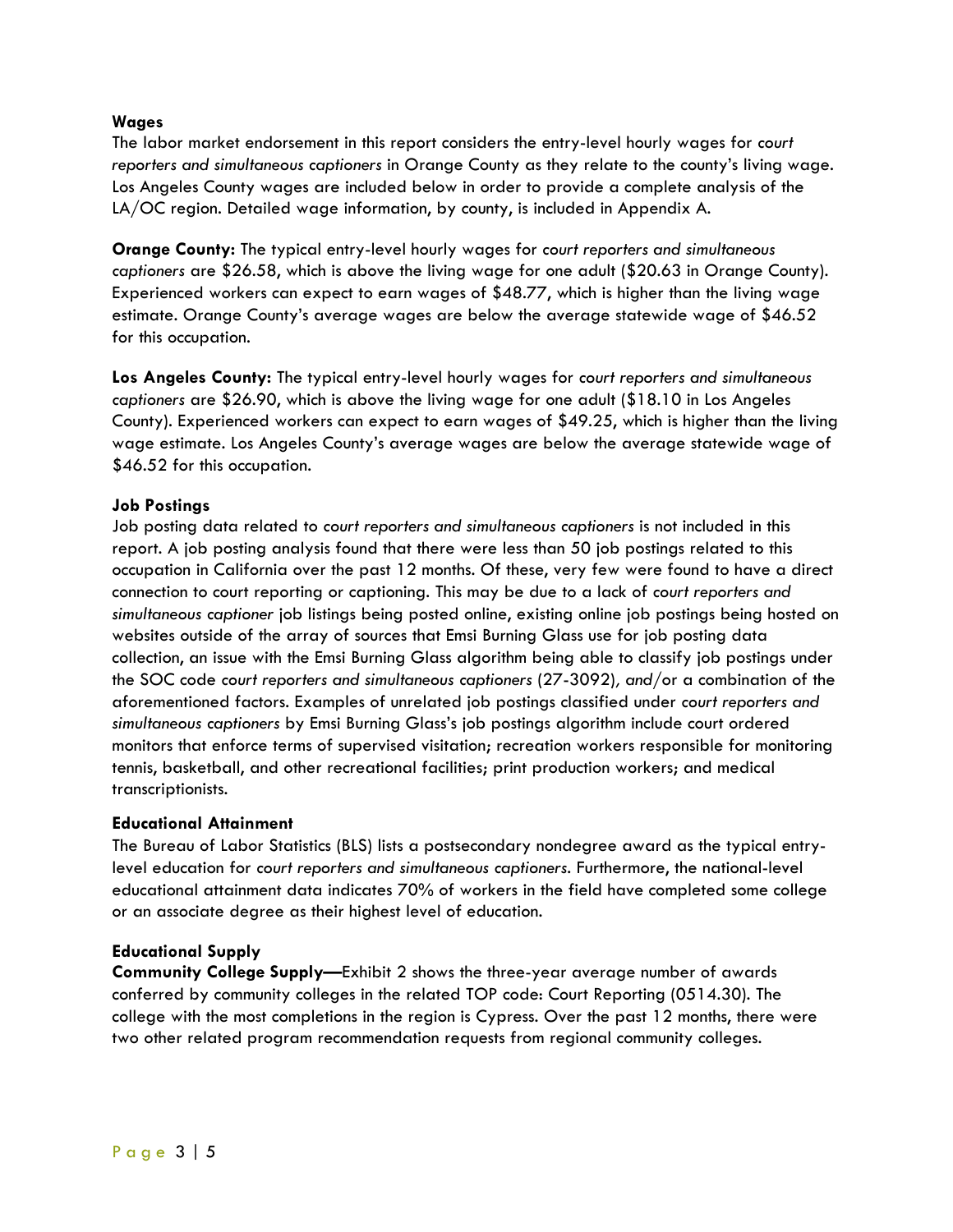**Wages**

The labor market endorsement in this report considers the entry-level hourly wages for *court reporters and simultaneous captioners* in Orange County as they relate to the county's living wage. Los Angeles County wages are included below in order to provide a complete analysis of the LA/OC region. Detailed wage information, by county, is included in Appendix A.

**Orange County:** The typical entry-level hourly wages for *court reporters and simultaneous captioners* are $26.58, which is above the living wage for one adult ($20.63 in Orange County). Experienced workers can expect to earn wages of $48.77, which is higher than the living wage estimate. Orange County's average wages are below the average statewide wage of $46.52 for this occupation.

**Los Angeles County:** The typical entry-level hourly wages for *court reporters and simultaneous captioners* are $26.90, which is above the living wage for one adult ($18.10 in Los Angeles County). Experienced workers can expect to earn wages of $49.25, which is higher than the living wage estimate. Los Angeles County's average wages are below the average statewide wage of $46.52 for this occupation.

**Job Postings**

Job posting data related to *court reporters and simultaneous captioners* is not included in this report. A job posting analysis found that there were less than 50 job postings related to this occupation in California over the past 12 months. Of these, very few were found to have a direct connection to court reporting or captioning. This may be due to a lack of *court reporters and simultaneous captioner* job listings being posted online, existing online job postings being hosted on websites outside of the array of sources that Emsi Burning Glass use for job posting data collection, an issue with the Emsi Burning Glass algorithm being able to classify job postings under the SOC code *court reporters and simultaneous captioners* (27-3092), *and*/or a combination of the aforementioned factors. Examples of unrelated job postings classified under *court reporters and simultaneous captioners* by Emsi Burning Glass's job postings algorithm include court ordered monitors that enforce terms of supervised visitation; recreation workers responsible for monitoring tennis, basketball, and other recreational facilities; print production workers; and medical transcriptionists.

**Educational Attainment**

The Bureau of Labor Statistics (BLS) lists a postsecondary nondegree award as the typical entry-level education for *court reporters and simultaneous captioners*. Furthermore, the national-level educational attainment data indicates 70% of workers in the field have completed some college or an associate degree as their highest level of education.

**Educational Supply**

**Community College Supply—**Exhibit 2 shows the three-year average number of awards conferred by community colleges in the related TOP code: Court Reporting (0514.30). The college with the most completions in the region is Cypress. Over the past 12 months, there were two other related program recommendation requests from regional community colleges.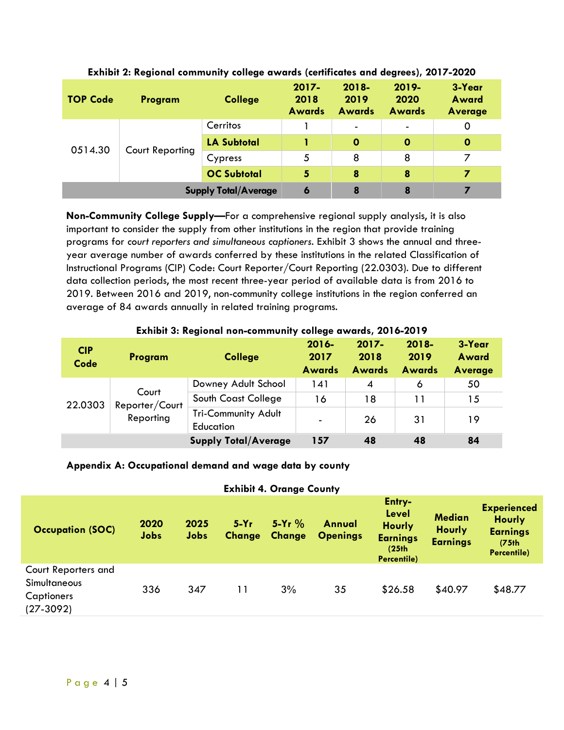**Exhibit 2: Regional community college awards (certificates and degrees), 2017-2020**

| TOP Code | Program | College | 2017-2018 Awards | 2018-2019 Awards | 2019-2020 Awards | 3-Year Award Average |
|---|---|---|---|---|---|---|
| 0514.30 | Court Reporting | Cerritos | 1 | - | - | 0 |
| | | **LA Subtotal** | **1** | **0** | **0** | **0** |
| | | Cypress | 5 | 8 | 8 | 7 |
| | | **OC Subtotal** | **5** | **8** | **8** | **7** |
| | | **Supply Total/Average** | **6** | **8** | **8** | **7** |

**Non-Community College Supply—**For a comprehensive regional supply analysis, it is also important to consider the supply from other institutions in the region that provide training programs for *court reporters and simultaneous captioners*. Exhibit 3 shows the annual and three-year average number of awards conferred by these institutions in the related Classification of Instructional Programs (CIP) Code: Court Reporter/Court Reporting (22.0303). Due to different data collection periods, the most recent three-year period of available data is from 2016 to 2019. Between 2016 and 2019, non-community college institutions in the region conferred an average of 84 awards annually in related training programs.

**Exhibit 3: Regional non-community college awards, 2016-2019**

| CIP Code | Program | College | 2016-2017 Awards | 2017-2018 Awards | 2018-2019 Awards | 3-Year Award Average |
|---|---|---|---|---|---|---|
| 22.0303 | Court Reporter/Court Reporting | Downey Adult School | 141 | 4 | 6 | 50 |
| | | South Coast College | 16 | 18 | 11 | 15 |
| | | Tri-Community Adult Education | - | 26 | 31 | 19 |
| | | **Supply Total/Average** | **157** | **48** | **48** | **84** |

**Appendix A: Occupational demand and wage data by county**

**Exhibit 4. Orange County**

| Occupation (SOC) | 2020 Jobs | 2025 Jobs | 5-Yr Change | 5-Yr % Change | Annual Openings | Entry-Level Hourly Earnings (25th Percentile) | Median Hourly Earnings | Experienced Hourly Earnings (75th Percentile) |
|---|---|---|---|---|---|---|---|---|
| Court Reporters and Simultaneous Captioners (27-3092) | 336 | 347 | 11 | 3% | 35 | $26.58 | $40.97 | $48.77 |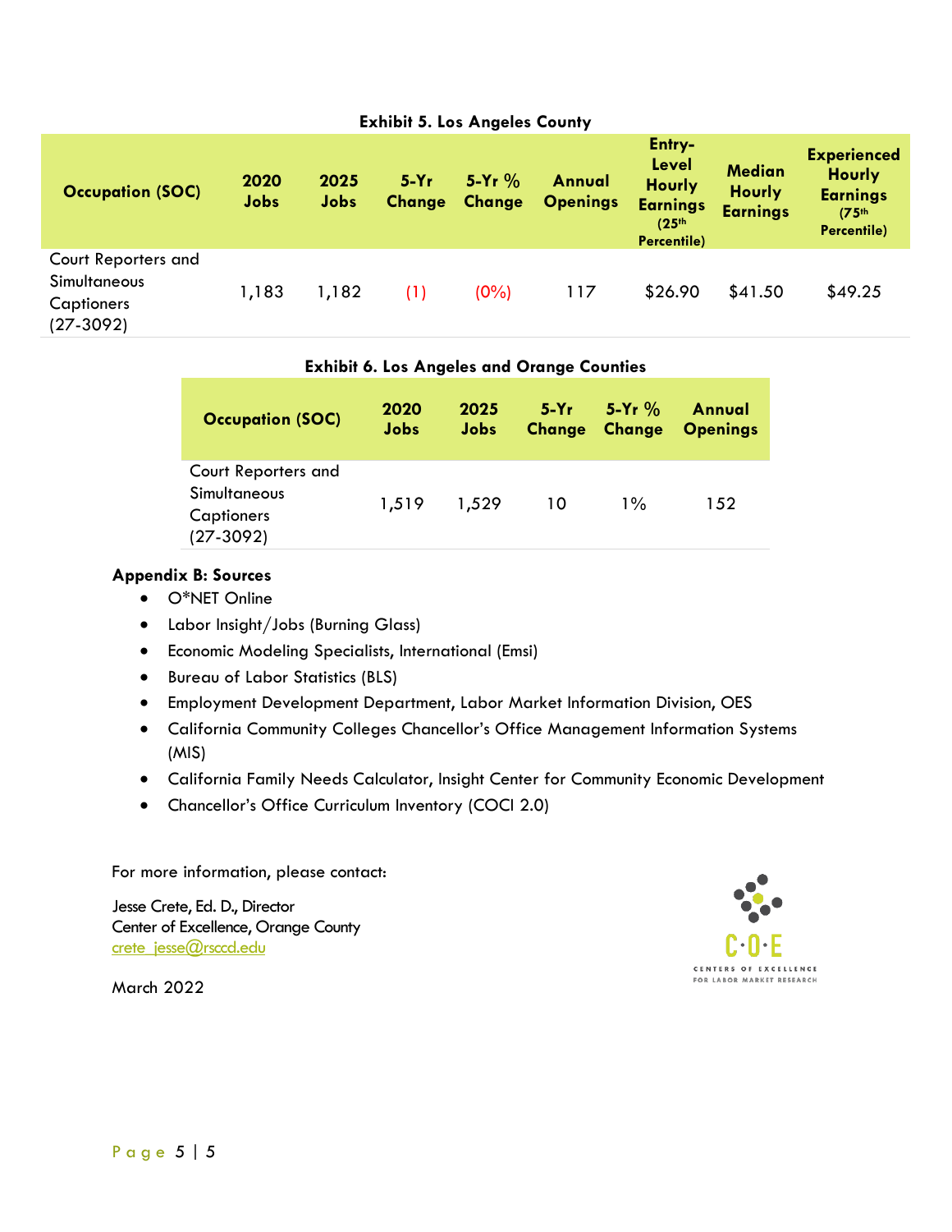**Exhibit 5. Los Angeles County**

| Occupation (SOC) | 2020 Jobs | 2025 Jobs | 5-Yr Change | 5-Yr % Change | Annual Openings | Entry-Level Hourly Earnings (25th Percentile) | Median Hourly Earnings | Experienced Hourly Earnings (75th Percentile) |
|---|---|---|---|---|---|---|---|---|
| Court Reporters and Simultaneous Captioners (27-3092) | 1,183 | 1,182 | (1) | (0%) | 117 | $26.90 | $41.50 | $49.25 |

**Exhibit 6. Los Angeles and Orange Counties**

| Occupation (SOC) | 2020 Jobs | 2025 Jobs | 5-Yr Change | 5-Yr % Change | Annual Openings |
|---|---|---|---|---|---|
| Court Reporters and Simultaneous Captioners (27-3092) | 1,519 | 1,529 | 10 | 1% | 152 |

## Appendix B: Sources

- O*NET Online
- Labor Insight/Jobs (Burning Glass)
- Economic Modeling Specialists, International (Emsi)
- Bureau of Labor Statistics (BLS)
- Employment Development Department, Labor Market Information Division, OES
- California Community Colleges Chancellor's Office Management Information Systems (MIS)
- California Family Needs Calculator, Insight Center for Community Economic Development
- Chancellor's Office Curriculum Inventory (COCI 2.0)

For more information, please contact:

Jesse Crete, Ed. D., Director
Center of Excellence, Orange County
crete_jesse@rsccd.edu

March 2022

C·O·E
CENTERS OF EXCELLENCE
FOR LABOR MARKET RESEARCH